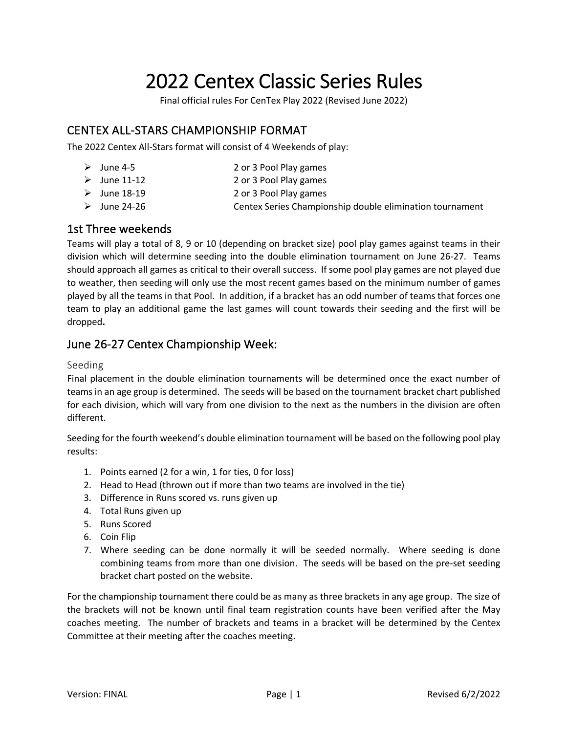# 2022 Centex Classic Series Rules

Final official rules For CenTex Play 2022 (Revised June 2022)

## CENTEX ALL-STARS CHAMPIONSHIP FORMAT

The 2022 Centex All-Stars format will consist of 4 Weekends of play:

- June 4-5 — 2 or 3 Pool Play games
- June 11-12 — 2 or 3 Pool Play games
- June 18-19 — 2 or 3 Pool Play games
- June 24-26 — Centex Series Championship double elimination tournament

## 1st Three weekends

Teams will play a total of 8, 9 or 10 (depending on bracket size) pool play games against teams in their division which will determine seeding into the double elimination tournament on June 26-27. Teams should approach all games as critical to their overall success. If some pool play games are not played due to weather, then seeding will only use the most recent games based on the minimum number of games played by all the teams in that Pool. In addition, if a bracket has an odd number of teams that forces one team to play an additional game the last games will count towards their seeding and the first will be dropped**.**

## June 26-27 Centex Championship Week:

### Seeding

Final placement in the double elimination tournaments will be determined once the exact number of teams in an age group is determined. The seeds will be based on the tournament bracket chart published for each division, which will vary from one division to the next as the numbers in the division are often different.

Seeding for the fourth weekend's double elimination tournament will be based on the following pool play results:

1. Points earned (2 for a win, 1 for ties, 0 for loss)
2. Head to Head (thrown out if more than two teams are involved in the tie)
3. Difference in Runs scored vs. runs given up
4. Total Runs given up
5. Runs Scored
6. Coin Flip
7. Where seeding can be done normally it will be seeded normally. Where seeding is done combining teams from more than one division. The seeds will be based on the pre-set seeding bracket chart posted on the website.

For the championship tournament there could be as many as three brackets in any age group. The size of the brackets will not be known until final team registration counts have been verified after the May coaches meeting. The number of brackets and teams in a bracket will be determined by the Centex Committee at their meeting after the coaches meeting.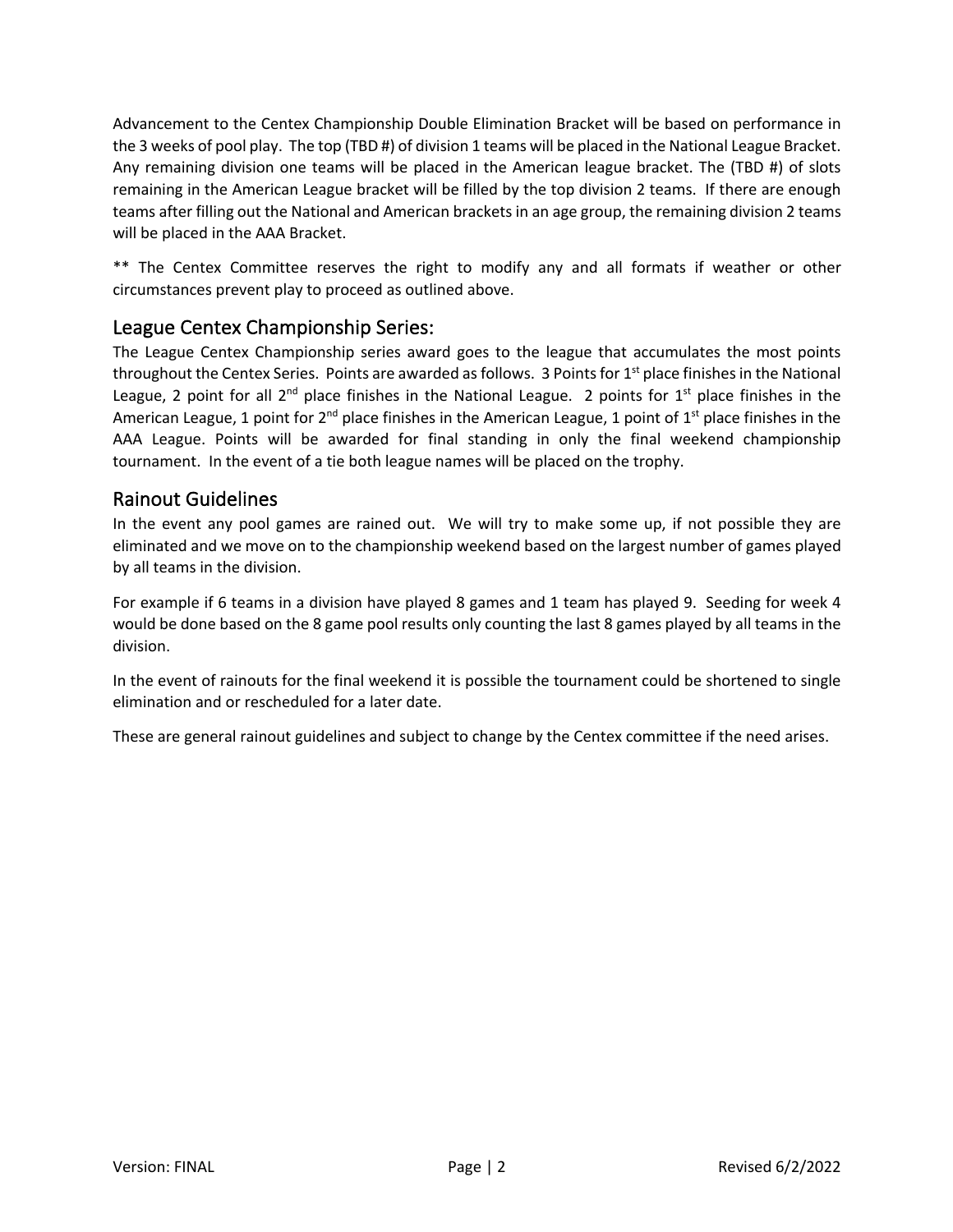Advancement to the Centex Championship Double Elimination Bracket will be based on performance in the 3 weeks of pool play. The top (TBD #) of division 1 teams will be placed in the National League Bracket. Any remaining division one teams will be placed in the American league bracket. The (TBD #) of slots remaining in the American League bracket will be filled by the top division 2 teams. If there are enough teams after filling out the National and American brackets in an age group, the remaining division 2 teams will be placed in the AAA Bracket.

** The Centex Committee reserves the right to modify any and all formats if weather or other circumstances prevent play to proceed as outlined above.

## League Centex Championship Series:

The League Centex Championship series award goes to the league that accumulates the most points throughout the Centex Series. Points are awarded as follows. 3 Points for 1st place finishes in the National League, 2 point for all 2nd place finishes in the National League. 2 points for 1st place finishes in the American League, 1 point for 2nd place finishes in the American League, 1 point of 1st place finishes in the AAA League. Points will be awarded for final standing in only the final weekend championship tournament. In the event of a tie both league names will be placed on the trophy.

## Rainout Guidelines

In the event any pool games are rained out. We will try to make some up, if not possible they are eliminated and we move on to the championship weekend based on the largest number of games played by all teams in the division.

For example if 6 teams in a division have played 8 games and 1 team has played 9. Seeding for week 4 would be done based on the 8 game pool results only counting the last 8 games played by all teams in the division.

In the event of rainouts for the final weekend it is possible the tournament could be shortened to single elimination and or rescheduled for a later date.

These are general rainout guidelines and subject to change by the Centex committee if the need arises.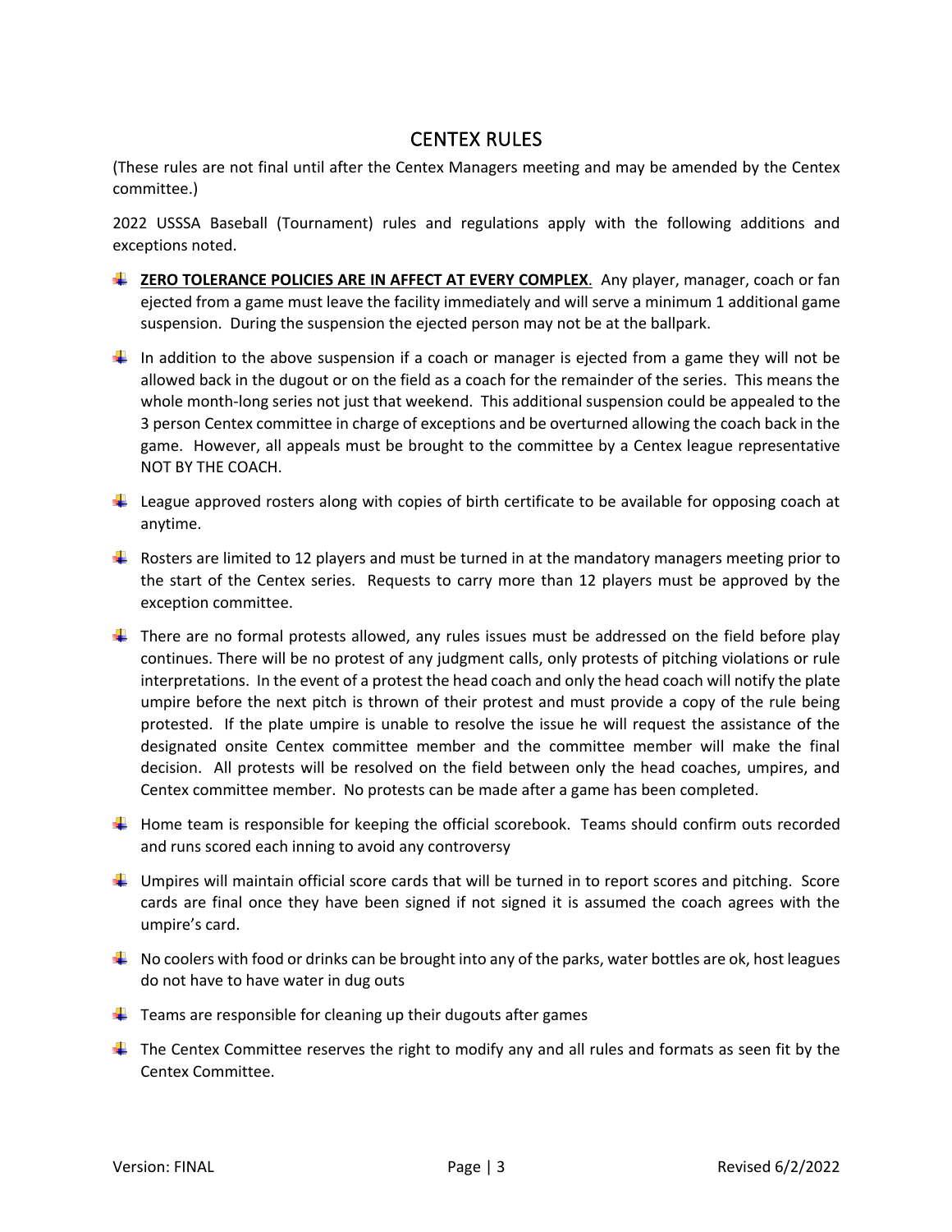# CENTEX RULES

(These rules are not final until after the Centex Managers meeting and may be amended by the Centex committee.)

2022 USSSA Baseball (Tournament) rules and regulations apply with the following additions and exceptions noted.

- **ZERO TOLERANCE POLICIES ARE IN AFFECT AT EVERY COMPLEX**. Any player, manager, coach or fan ejected from a game must leave the facility immediately and will serve a minimum 1 additional game suspension. During the suspension the ejected person may not be at the ballpark.
- In addition to the above suspension if a coach or manager is ejected from a game they will not be allowed back in the dugout or on the field as a coach for the remainder of the series. This means the whole month-long series not just that weekend. This additional suspension could be appealed to the 3 person Centex committee in charge of exceptions and be overturned allowing the coach back in the game. However, all appeals must be brought to the committee by a Centex league representative NOT BY THE COACH.
- League approved rosters along with copies of birth certificate to be available for opposing coach at anytime.
- Rosters are limited to 12 players and must be turned in at the mandatory managers meeting prior to the start of the Centex series. Requests to carry more than 12 players must be approved by the exception committee.
- There are no formal protests allowed, any rules issues must be addressed on the field before play continues. There will be no protest of any judgment calls, only protests of pitching violations or rule interpretations. In the event of a protest the head coach and only the head coach will notify the plate umpire before the next pitch is thrown of their protest and must provide a copy of the rule being protested. If the plate umpire is unable to resolve the issue he will request the assistance of the designated onsite Centex committee member and the committee member will make the final decision. All protests will be resolved on the field between only the head coaches, umpires, and Centex committee member. No protests can be made after a game has been completed.
- Home team is responsible for keeping the official scorebook. Teams should confirm outs recorded and runs scored each inning to avoid any controversy
- Umpires will maintain official score cards that will be turned in to report scores and pitching. Score cards are final once they have been signed if not signed it is assumed the coach agrees with the umpire's card.
- No coolers with food or drinks can be brought into any of the parks, water bottles are ok, host leagues do not have to have water in dug outs
- Teams are responsible for cleaning up their dugouts after games
- The Centex Committee reserves the right to modify any and all rules and formats as seen fit by the Centex Committee.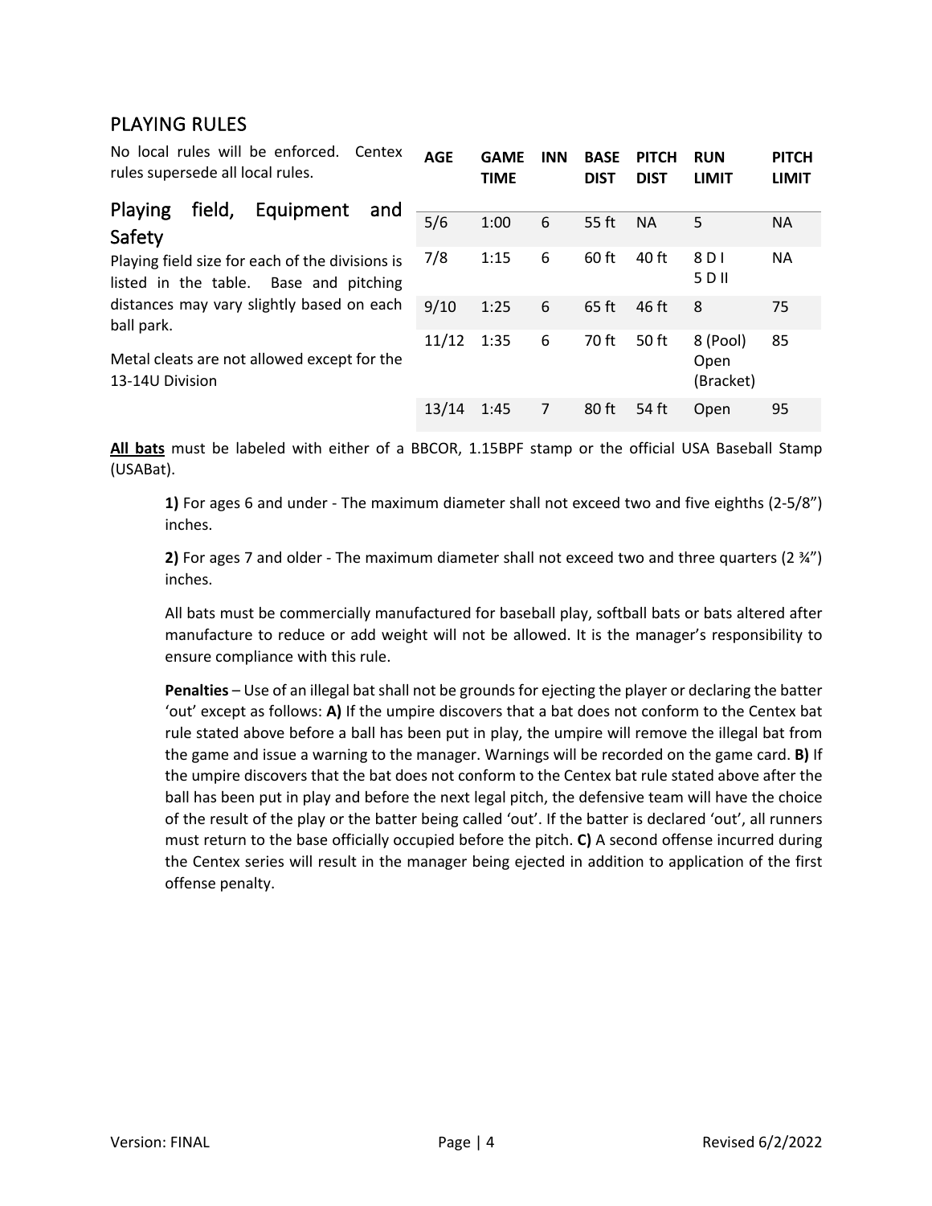## PLAYING RULES

No local rules will be enforced. Centex rules supersede all local rules.

### Playing field, Equipment and Safety

Playing field size for each of the divisions is listed in the table. Base and pitching distances may vary slightly based on each ball park.

Metal cleats are not allowed except for the 13-14U Division

| AGE | GAME TIME | INN | BASE DIST | PITCH DIST | RUN LIMIT | PITCH LIMIT |
|---|---|---|---|---|---|---|
| 5/6 | 1:00 | 6 | 55 ft | NA | 5 | NA |
| 7/8 | 1:15 | 6 | 60 ft | 40 ft | 8 D I<br>5 D II | NA |
| 9/10 | 1:25 | 6 | 65 ft | 46 ft | 8 | 75 |
| 11/12 | 1:35 | 6 | 70 ft | 50 ft | 8 (Pool)<br>Open (Bracket) | 85 |
| 13/14 | 1:45 | 7 | 80 ft | 54 ft | Open | 95 |

**All bats** must be labeled with either of a BBCOR, 1.15BPF stamp or the official USA Baseball Stamp (USABat).

> **1)** For ages 6 and under - The maximum diameter shall not exceed two and five eighths (2-5/8") inches.
>
> **2)** For ages 7 and older - The maximum diameter shall not exceed two and three quarters (2 ¾") inches.
>
> All bats must be commercially manufactured for baseball play, softball bats or bats altered after manufacture to reduce or add weight will not be allowed. It is the manager's responsibility to ensure compliance with this rule.
>
> **Penalties** – Use of an illegal bat shall not be grounds for ejecting the player or declaring the batter 'out' except as follows: **A)** If the umpire discovers that a bat does not conform to the Centex bat rule stated above before a ball has been put in play, the umpire will remove the illegal bat from the game and issue a warning to the manager. Warnings will be recorded on the game card. **B)** If the umpire discovers that the bat does not conform to the Centex bat rule stated above after the ball has been put in play and before the next legal pitch, the defensive team will have the choice of the result of the play or the batter being called 'out'. If the batter is declared 'out', all runners must return to the base officially occupied before the pitch. **C)** A second offense incurred during the Centex series will result in the manager being ejected in addition to application of the first offense penalty.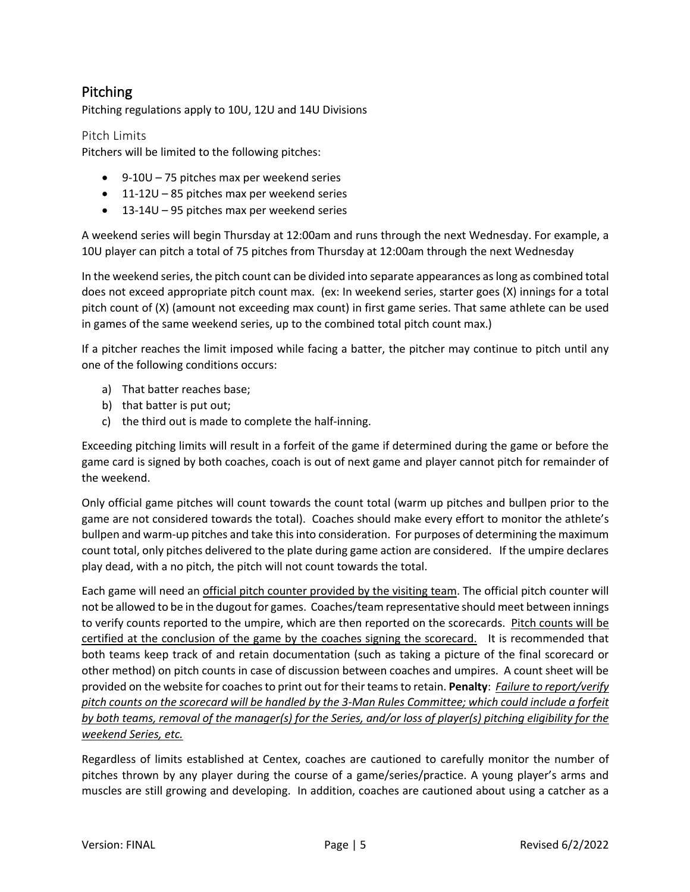## Pitching

Pitching regulations apply to 10U, 12U and 14U Divisions

### Pitch Limits

Pitchers will be limited to the following pitches:

- 9-10U – 75 pitches max per weekend series
- 11-12U – 85 pitches max per weekend series
- 13-14U – 95 pitches max per weekend series

A weekend series will begin Thursday at 12:00am and runs through the next Wednesday. For example, a 10U player can pitch a total of 75 pitches from Thursday at 12:00am through the next Wednesday

In the weekend series, the pitch count can be divided into separate appearances as long as combined total does not exceed appropriate pitch count max. (ex: In weekend series, starter goes (X) innings for a total pitch count of (X) (amount not exceeding max count) in first game series. That same athlete can be used in games of the same weekend series, up to the combined total pitch count max.)

If a pitcher reaches the limit imposed while facing a batter, the pitcher may continue to pitch until any one of the following conditions occurs:

a) That batter reaches base;
b) that batter is put out;
c) the third out is made to complete the half-inning.

Exceeding pitching limits will result in a forfeit of the game if determined during the game or before the game card is signed by both coaches, coach is out of next game and player cannot pitch for remainder of the weekend.

Only official game pitches will count towards the count total (warm up pitches and bullpen prior to the game are not considered towards the total). Coaches should make every effort to monitor the athlete's bullpen and warm-up pitches and take this into consideration. For purposes of determining the maximum count total, only pitches delivered to the plate during game action are considered. If the umpire declares play dead, with a no pitch, the pitch will not count towards the total.

Each game will need an <u>official pitch counter provided by the visiting team</u>. The official pitch counter will not be allowed to be in the dugout for games. Coaches/team representative should meet between innings to verify counts reported to the umpire, which are then reported on the scorecards. <u>Pitch counts will be certified at the conclusion of the game by the coaches signing the scorecard.</u> It is recommended that both teams keep track of and retain documentation (such as taking a picture of the final scorecard or other method) on pitch counts in case of discussion between coaches and umpires. A count sheet will be provided on the website for coaches to print out for their teams to retain. **Penalty**: <u>*Failure to report/verify pitch counts on the scorecard will be handled by the 3-Man Rules Committee; which could include a forfeit by both teams, removal of the manager(s) for the Series, and/or loss of player(s) pitching eligibility for the weekend Series, etc.*</u>

Regardless of limits established at Centex, coaches are cautioned to carefully monitor the number of pitches thrown by any player during the course of a game/series/practice. A young player's arms and muscles are still growing and developing. In addition, coaches are cautioned about using a catcher as a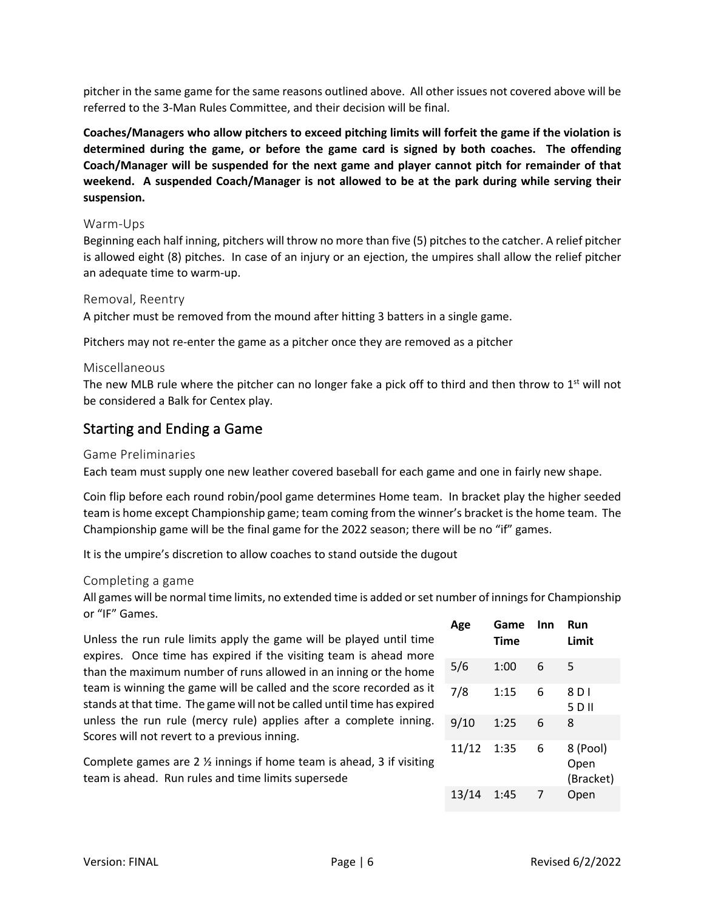pitcher in the same game for the same reasons outlined above. All other issues not covered above will be referred to the 3-Man Rules Committee, and their decision will be final.

**Coaches/Managers who allow pitchers to exceed pitching limits will forfeit the game if the violation is determined during the game, or before the game card is signed by both coaches. The offending Coach/Manager will be suspended for the next game and player cannot pitch for remainder of that weekend. A suspended Coach/Manager is not allowed to be at the park during while serving their suspension.**

### Warm-Ups

Beginning each half inning, pitchers will throw no more than five (5) pitches to the catcher. A relief pitcher is allowed eight (8) pitches. In case of an injury or an ejection, the umpires shall allow the relief pitcher an adequate time to warm-up.

### Removal, Reentry

A pitcher must be removed from the mound after hitting 3 batters in a single game.

Pitchers may not re-enter the game as a pitcher once they are removed as a pitcher

### Miscellaneous

The new MLB rule where the pitcher can no longer fake a pick off to third and then throw to 1st will not be considered a Balk for Centex play.

## Starting and Ending a Game

### Game Preliminaries

Each team must supply one new leather covered baseball for each game and one in fairly new shape.

Coin flip before each round robin/pool game determines Home team. In bracket play the higher seeded team is home except Championship game; team coming from the winner's bracket is the home team. The Championship game will be the final game for the 2022 season; there will be no "if" games.

It is the umpire's discretion to allow coaches to stand outside the dugout

### Completing a game

All games will be normal time limits, no extended time is added or set number of innings for Championship or "IF" Games.

Unless the run rule limits apply the game will be played until time expires. Once time has expired if the visiting team is ahead more than the maximum number of runs allowed in an inning or the home team is winning the game will be called and the score recorded as it stands at that time. The game will not be called until time has expired unless the run rule (mercy rule) applies after a complete inning. Scores will not revert to a previous inning.

Complete games are 2 ½ innings if home team is ahead, 3 if visiting team is ahead. Run rules and time limits supersede

| Age | Game Time | Inn | Run Limit |
|---|---|---|---|
| 5/6 | 1:00 | 6 | 5 |
| 7/8 | 1:15 | 6 | 8 D I<br>5 D II |
| 9/10 | 1:25 | 6 | 8 |
| 11/12 | 1:35 | 6 | 8 (Pool)<br>Open (Bracket) |
| 13/14 | 1:45 | 7 | Open |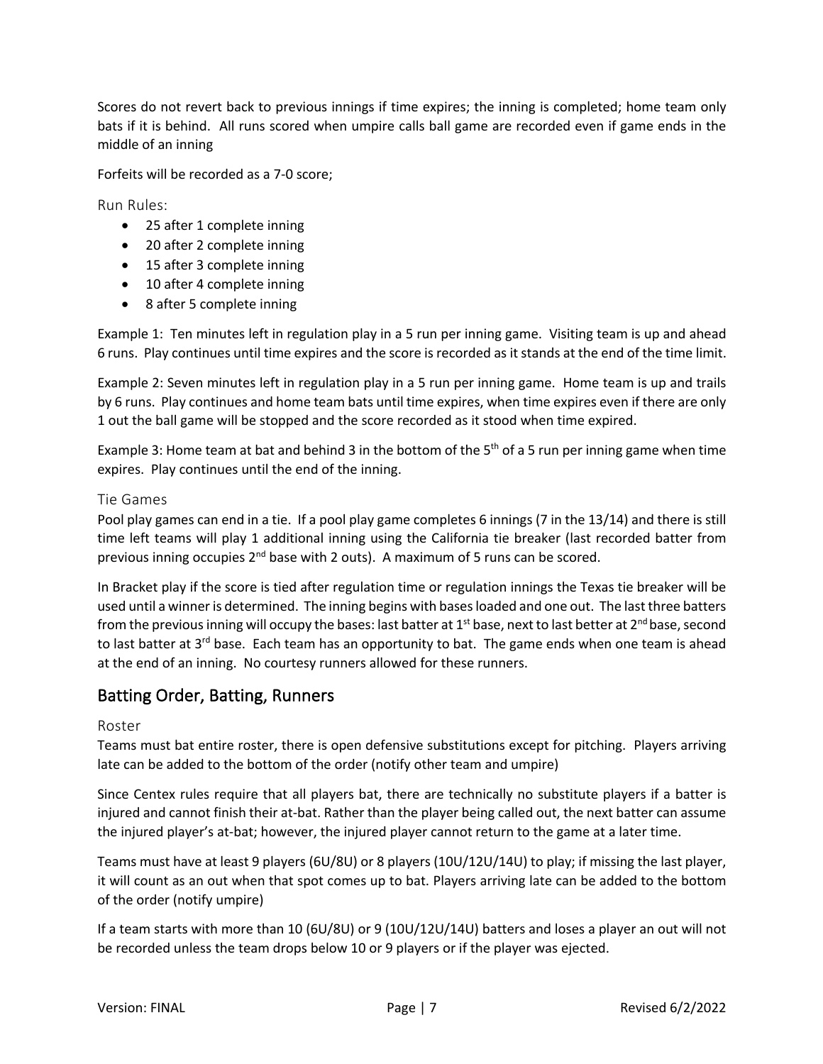Scores do not revert back to previous innings if time expires; the inning is completed; home team only bats if it is behind. All runs scored when umpire calls ball game are recorded even if game ends in the middle of an inning

Forfeits will be recorded as a 7-0 score;

### Run Rules:

- 25 after 1 complete inning
- 20 after 2 complete inning
- 15 after 3 complete inning
- 10 after 4 complete inning
- 8 after 5 complete inning

Example 1: Ten minutes left in regulation play in a 5 run per inning game. Visiting team is up and ahead 6 runs. Play continues until time expires and the score is recorded as it stands at the end of the time limit.

Example 2: Seven minutes left in regulation play in a 5 run per inning game. Home team is up and trails by 6 runs. Play continues and home team bats until time expires, when time expires even if there are only 1 out the ball game will be stopped and the score recorded as it stood when time expired.

Example 3: Home team at bat and behind 3 in the bottom of the 5th of a 5 run per inning game when time expires. Play continues until the end of the inning.

### Tie Games

Pool play games can end in a tie. If a pool play game completes 6 innings (7 in the 13/14) and there is still time left teams will play 1 additional inning using the California tie breaker (last recorded batter from previous inning occupies 2nd base with 2 outs). A maximum of 5 runs can be scored.

In Bracket play if the score is tied after regulation time or regulation innings the Texas tie breaker will be used until a winner is determined. The inning begins with bases loaded and one out. The last three batters from the previous inning will occupy the bases: last batter at 1st base, next to last better at 2nd base, second to last batter at 3rd base. Each team has an opportunity to bat. The game ends when one team is ahead at the end of an inning. No courtesy runners allowed for these runners.

## Batting Order, Batting, Runners

### Roster

Teams must bat entire roster, there is open defensive substitutions except for pitching. Players arriving late can be added to the bottom of the order (notify other team and umpire)

Since Centex rules require that all players bat, there are technically no substitute players if a batter is injured and cannot finish their at-bat. Rather than the player being called out, the next batter can assume the injured player's at-bat; however, the injured player cannot return to the game at a later time.

Teams must have at least 9 players (6U/8U) or 8 players (10U/12U/14U) to play; if missing the last player, it will count as an out when that spot comes up to bat. Players arriving late can be added to the bottom of the order (notify umpire)

If a team starts with more than 10 (6U/8U) or 9 (10U/12U/14U) batters and loses a player an out will not be recorded unless the team drops below 10 or 9 players or if the player was ejected.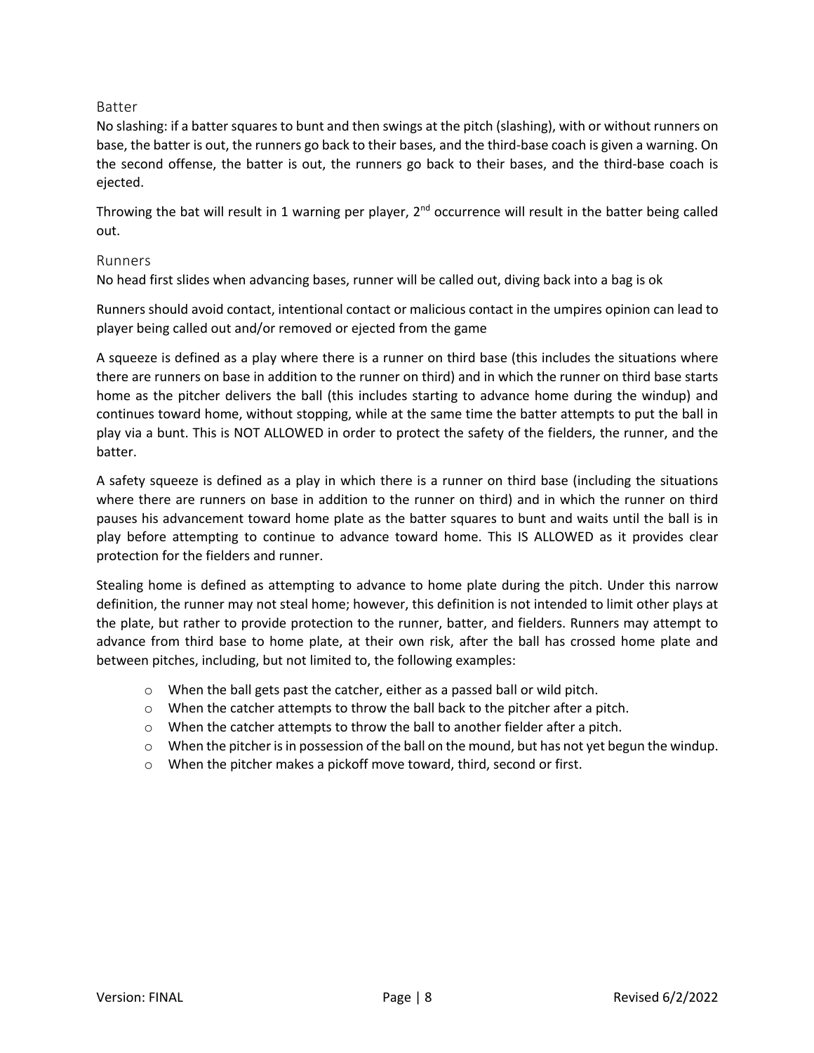## Batter

No slashing: if a batter squares to bunt and then swings at the pitch (slashing), with or without runners on base, the batter is out, the runners go back to their bases, and the third-base coach is given a warning. On the second offense, the batter is out, the runners go back to their bases, and the third-base coach is ejected.

Throwing the bat will result in 1 warning per player, 2nd occurrence will result in the batter being called out.

## Runners

No head first slides when advancing bases, runner will be called out, diving back into a bag is ok

Runners should avoid contact, intentional contact or malicious contact in the umpires opinion can lead to player being called out and/or removed or ejected from the game

A squeeze is defined as a play where there is a runner on third base (this includes the situations where there are runners on base in addition to the runner on third) and in which the runner on third base starts home as the pitcher delivers the ball (this includes starting to advance home during the windup) and continues toward home, without stopping, while at the same time the batter attempts to put the ball in play via a bunt. This is NOT ALLOWED in order to protect the safety of the fielders, the runner, and the batter.

A safety squeeze is defined as a play in which there is a runner on third base (including the situations where there are runners on base in addition to the runner on third) and in which the runner on third pauses his advancement toward home plate as the batter squares to bunt and waits until the ball is in play before attempting to continue to advance toward home. This IS ALLOWED as it provides clear protection for the fielders and runner.

Stealing home is defined as attempting to advance to home plate during the pitch. Under this narrow definition, the runner may not steal home; however, this definition is not intended to limit other plays at the plate, but rather to provide protection to the runner, batter, and fielders. Runners may attempt to advance from third base to home plate, at their own risk, after the ball has crossed home plate and between pitches, including, but not limited to, the following examples:

- When the ball gets past the catcher, either as a passed ball or wild pitch.
- When the catcher attempts to throw the ball back to the pitcher after a pitch.
- When the catcher attempts to throw the ball to another fielder after a pitch.
- When the pitcher is in possession of the ball on the mound, but has not yet begun the windup.
- When the pitcher makes a pickoff move toward, third, second or first.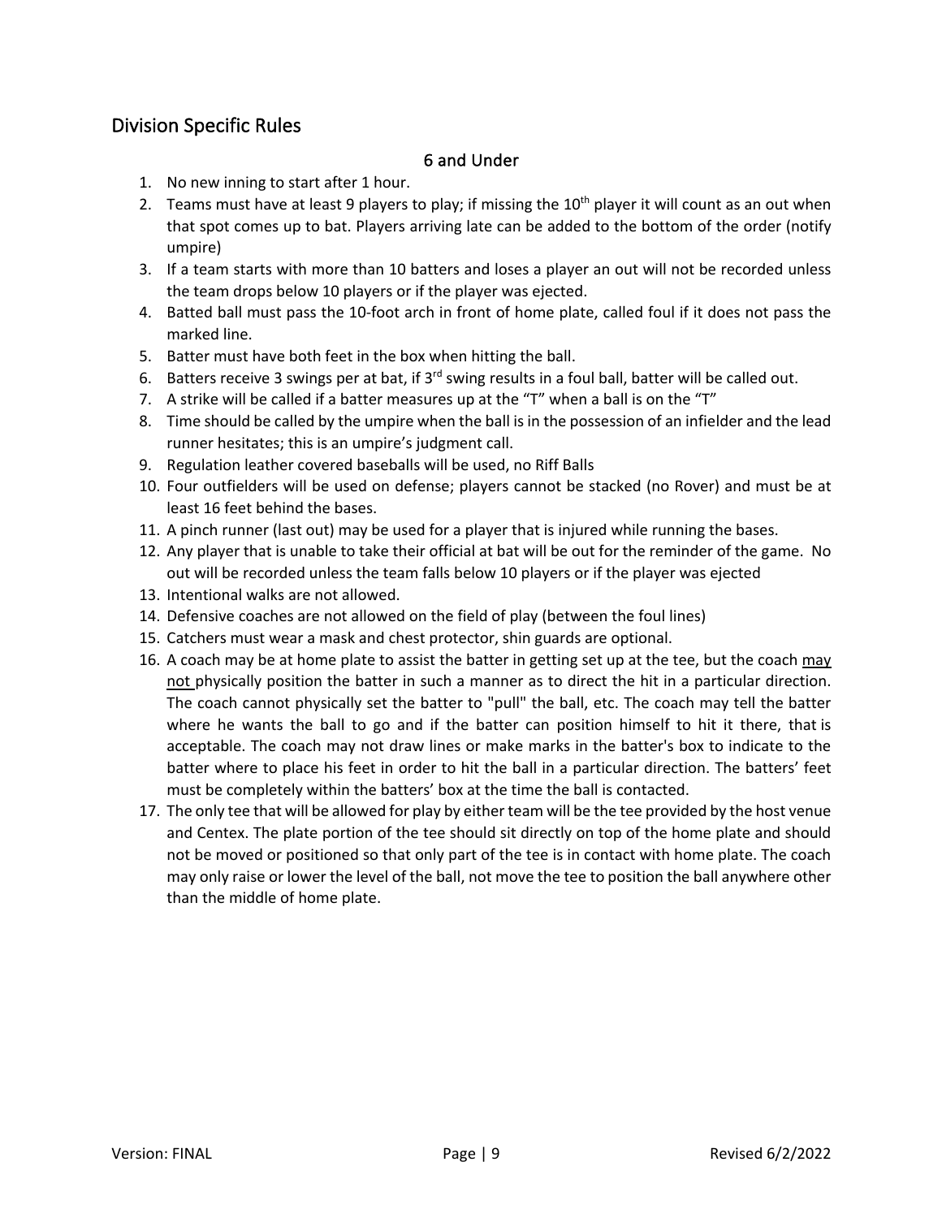## Division Specific Rules

### 6 and Under

1. No new inning to start after 1 hour.
2. Teams must have at least 9 players to play; if missing the 10th player it will count as an out when that spot comes up to bat. Players arriving late can be added to the bottom of the order (notify umpire)
3. If a team starts with more than 10 batters and loses a player an out will not be recorded unless the team drops below 10 players or if the player was ejected.
4. Batted ball must pass the 10-foot arch in front of home plate, called foul if it does not pass the marked line.
5. Batter must have both feet in the box when hitting the ball.
6. Batters receive 3 swings per at bat, if 3rd swing results in a foul ball, batter will be called out.
7. A strike will be called if a batter measures up at the "T" when a ball is on the "T"
8. Time should be called by the umpire when the ball is in the possession of an infielder and the lead runner hesitates; this is an umpire's judgment call.
9. Regulation leather covered baseballs will be used, no Riff Balls
10. Four outfielders will be used on defense; players cannot be stacked (no Rover) and must be at least 16 feet behind the bases.
11. A pinch runner (last out) may be used for a player that is injured while running the bases.
12. Any player that is unable to take their official at bat will be out for the reminder of the game. No out will be recorded unless the team falls below 10 players or if the player was ejected
13. Intentional walks are not allowed.
14. Defensive coaches are not allowed on the field of play (between the foul lines)
15. Catchers must wear a mask and chest protector, shin guards are optional.
16. A coach may be at home plate to assist the batter in getting set up at the tee, but the coach <u>may not</u> physically position the batter in such a manner as to direct the hit in a particular direction. The coach cannot physically set the batter to "pull" the ball, etc. The coach may tell the batter where he wants the ball to go and if the batter can position himself to hit it there, that is acceptable. The coach may not draw lines or make marks in the batter's box to indicate to the batter where to place his feet in order to hit the ball in a particular direction. The batters' feet must be completely within the batters' box at the time the ball is contacted.
17. The only tee that will be allowed for play by either team will be the tee provided by the host venue and Centex. The plate portion of the tee should sit directly on top of the home plate and should not be moved or positioned so that only part of the tee is in contact with home plate. The coach may only raise or lower the level of the ball, not move the tee to position the ball anywhere other than the middle of home plate.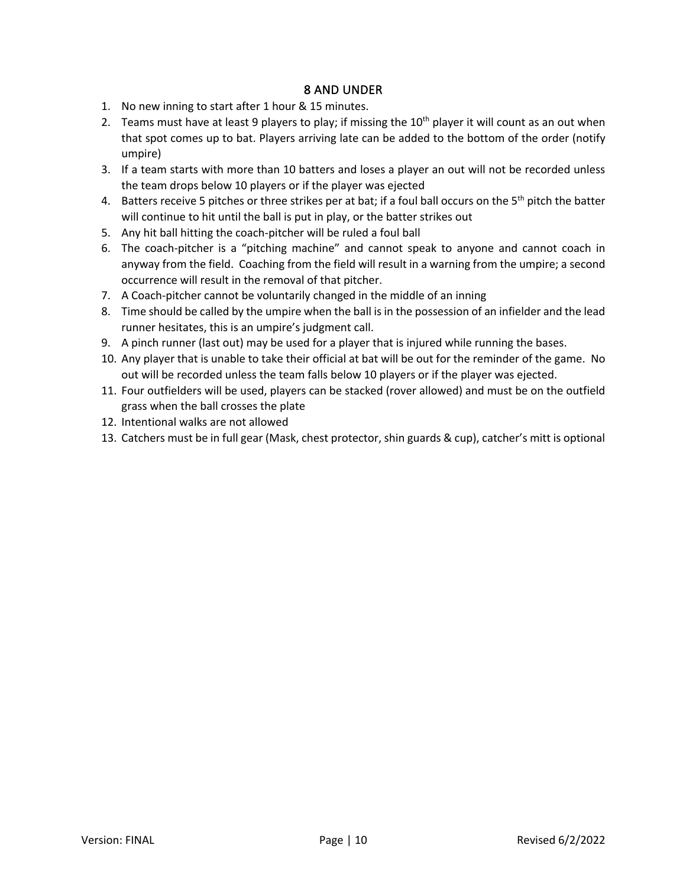## 8 AND UNDER

1. No new inning to start after 1 hour & 15 minutes.
2. Teams must have at least 9 players to play; if missing the 10th player it will count as an out when that spot comes up to bat. Players arriving late can be added to the bottom of the order (notify umpire)
3. If a team starts with more than 10 batters and loses a player an out will not be recorded unless the team drops below 10 players or if the player was ejected
4. Batters receive 5 pitches or three strikes per at bat; if a foul ball occurs on the 5th pitch the batter will continue to hit until the ball is put in play, or the batter strikes out
5. Any hit ball hitting the coach-pitcher will be ruled a foul ball
6. The coach-pitcher is a "pitching machine" and cannot speak to anyone and cannot coach in anyway from the field. Coaching from the field will result in a warning from the umpire; a second occurrence will result in the removal of that pitcher.
7. A Coach-pitcher cannot be voluntarily changed in the middle of an inning
8. Time should be called by the umpire when the ball is in the possession of an infielder and the lead runner hesitates, this is an umpire's judgment call.
9. A pinch runner (last out) may be used for a player that is injured while running the bases.
10. Any player that is unable to take their official at bat will be out for the reminder of the game. No out will be recorded unless the team falls below 10 players or if the player was ejected.
11. Four outfielders will be used, players can be stacked (rover allowed) and must be on the outfield grass when the ball crosses the plate
12. Intentional walks are not allowed
13. Catchers must be in full gear (Mask, chest protector, shin guards & cup), catcher's mitt is optional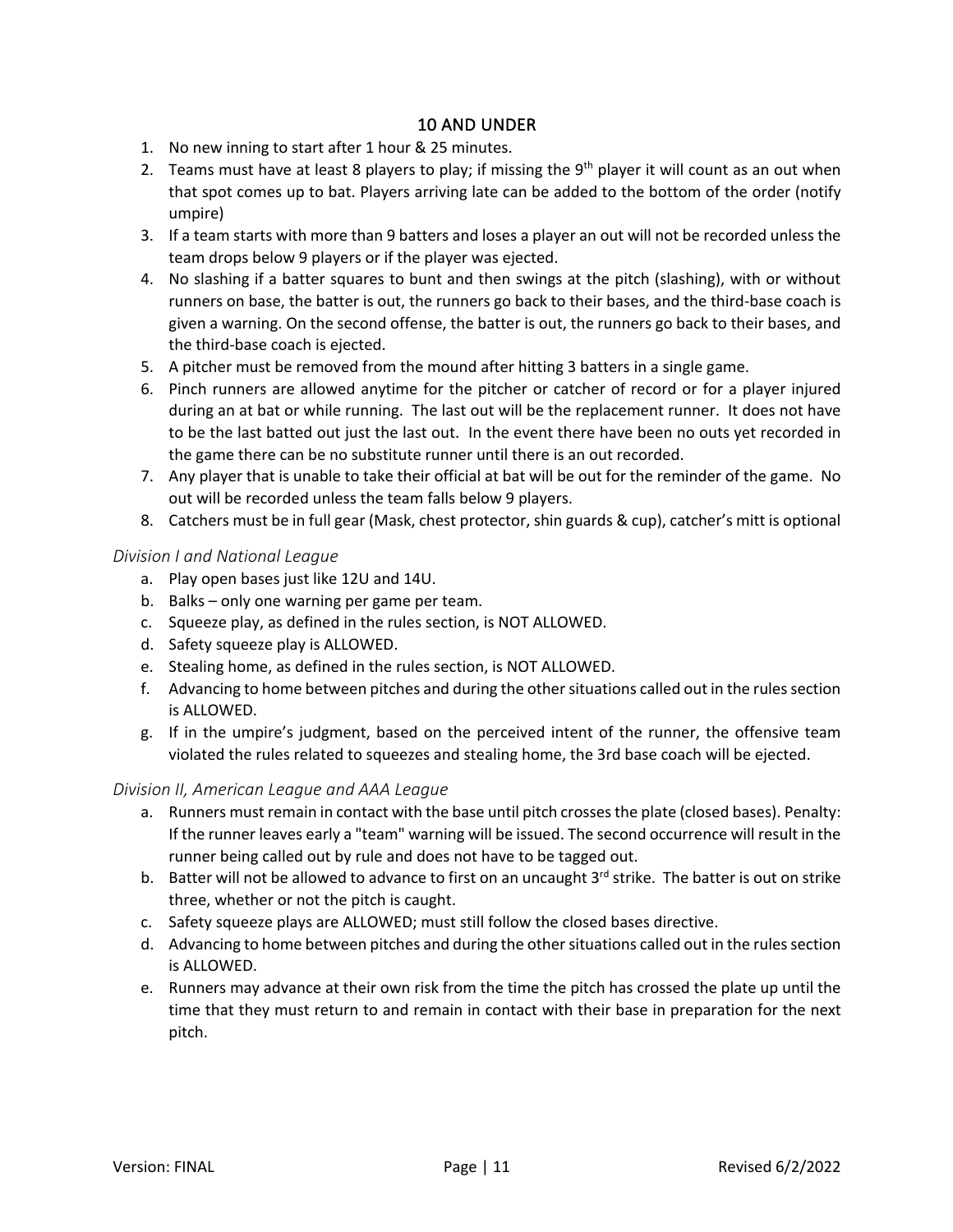## 10 AND UNDER

1. No new inning to start after 1 hour & 25 minutes.
2. Teams must have at least 8 players to play; if missing the 9th player it will count as an out when that spot comes up to bat. Players arriving late can be added to the bottom of the order (notify umpire)
3. If a team starts with more than 9 batters and loses a player an out will not be recorded unless the team drops below 9 players or if the player was ejected.
4. No slashing if a batter squares to bunt and then swings at the pitch (slashing), with or without runners on base, the batter is out, the runners go back to their bases, and the third-base coach is given a warning. On the second offense, the batter is out, the runners go back to their bases, and the third-base coach is ejected.
5. A pitcher must be removed from the mound after hitting 3 batters in a single game.
6. Pinch runners are allowed anytime for the pitcher or catcher of record or for a player injured during an at bat or while running. The last out will be the replacement runner. It does not have to be the last batted out just the last out. In the event there have been no outs yet recorded in the game there can be no substitute runner until there is an out recorded.
7. Any player that is unable to take their official at bat will be out for the reminder of the game. No out will be recorded unless the team falls below 9 players.
8. Catchers must be in full gear (Mask, chest protector, shin guards & cup), catcher's mitt is optional

### *Division I and National League*

a. Play open bases just like 12U and 14U.
b. Balks – only one warning per game per team.
c. Squeeze play, as defined in the rules section, is NOT ALLOWED.
d. Safety squeeze play is ALLOWED.
e. Stealing home, as defined in the rules section, is NOT ALLOWED.
f. Advancing to home between pitches and during the other situations called out in the rules section is ALLOWED.
g. If in the umpire's judgment, based on the perceived intent of the runner, the offensive team violated the rules related to squeezes and stealing home, the 3rd base coach will be ejected.

### *Division II, American League and AAA League*

a. Runners must remain in contact with the base until pitch crosses the plate (closed bases). Penalty: If the runner leaves early a "team" warning will be issued. The second occurrence will result in the runner being called out by rule and does not have to be tagged out.
b. Batter will not be allowed to advance to first on an uncaught 3rd strike. The batter is out on strike three, whether or not the pitch is caught.
c. Safety squeeze plays are ALLOWED; must still follow the closed bases directive.
d. Advancing to home between pitches and during the other situations called out in the rules section is ALLOWED.
e. Runners may advance at their own risk from the time the pitch has crossed the plate up until the time that they must return to and remain in contact with their base in preparation for the next pitch.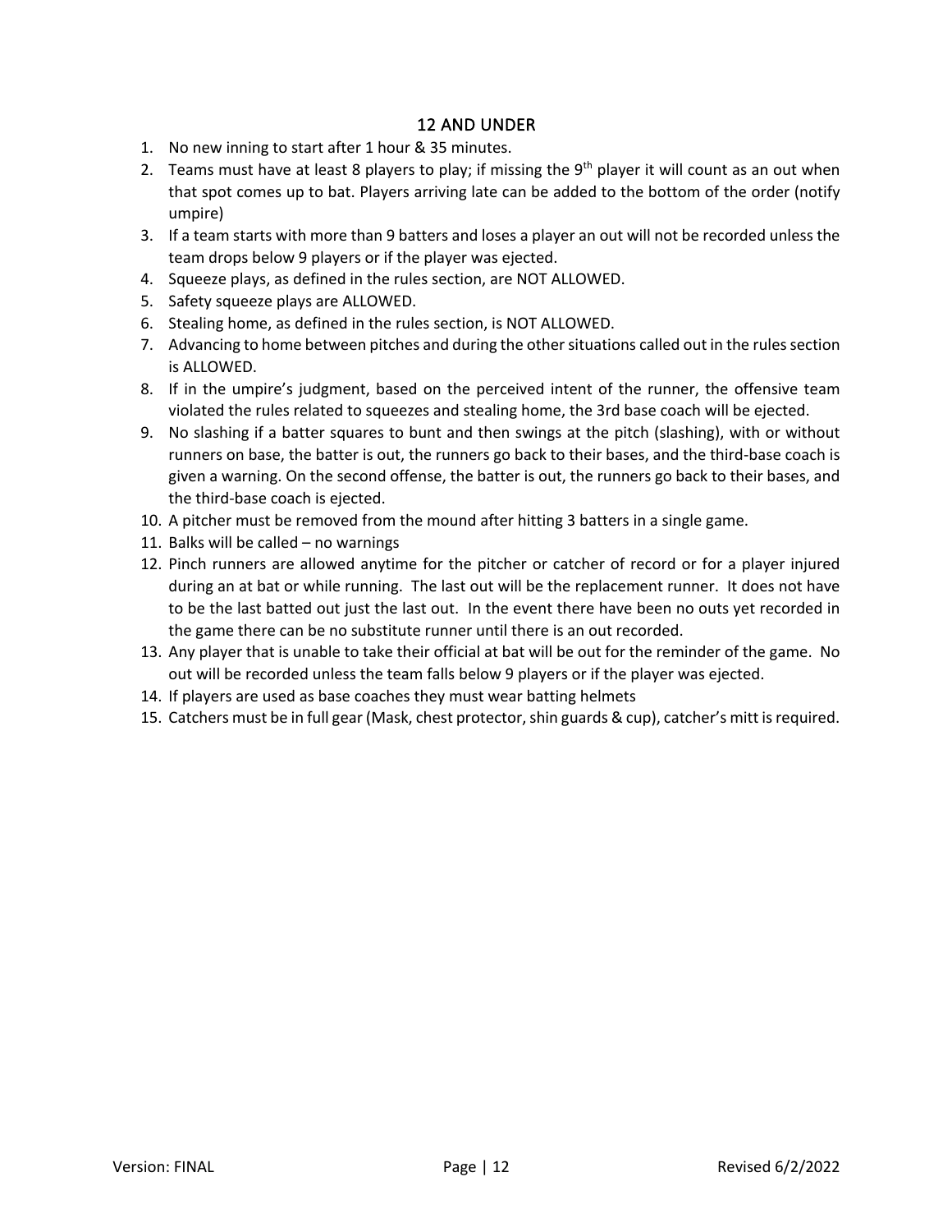## 12 AND UNDER

1. No new inning to start after 1 hour & 35 minutes.
2. Teams must have at least 8 players to play; if missing the 9th player it will count as an out when that spot comes up to bat. Players arriving late can be added to the bottom of the order (notify umpire)
3. If a team starts with more than 9 batters and loses a player an out will not be recorded unless the team drops below 9 players or if the player was ejected.
4. Squeeze plays, as defined in the rules section, are NOT ALLOWED.
5. Safety squeeze plays are ALLOWED.
6. Stealing home, as defined in the rules section, is NOT ALLOWED.
7. Advancing to home between pitches and during the other situations called out in the rules section is ALLOWED.
8. If in the umpire's judgment, based on the perceived intent of the runner, the offensive team violated the rules related to squeezes and stealing home, the 3rd base coach will be ejected.
9. No slashing if a batter squares to bunt and then swings at the pitch (slashing), with or without runners on base, the batter is out, the runners go back to their bases, and the third-base coach is given a warning. On the second offense, the batter is out, the runners go back to their bases, and the third-base coach is ejected.
10. A pitcher must be removed from the mound after hitting 3 batters in a single game.
11. Balks will be called – no warnings
12. Pinch runners are allowed anytime for the pitcher or catcher of record or for a player injured during an at bat or while running. The last out will be the replacement runner. It does not have to be the last batted out just the last out. In the event there have been no outs yet recorded in the game there can be no substitute runner until there is an out recorded.
13. Any player that is unable to take their official at bat will be out for the reminder of the game. No out will be recorded unless the team falls below 9 players or if the player was ejected.
14. If players are used as base coaches they must wear batting helmets
15. Catchers must be in full gear (Mask, chest protector, shin guards & cup), catcher's mitt is required.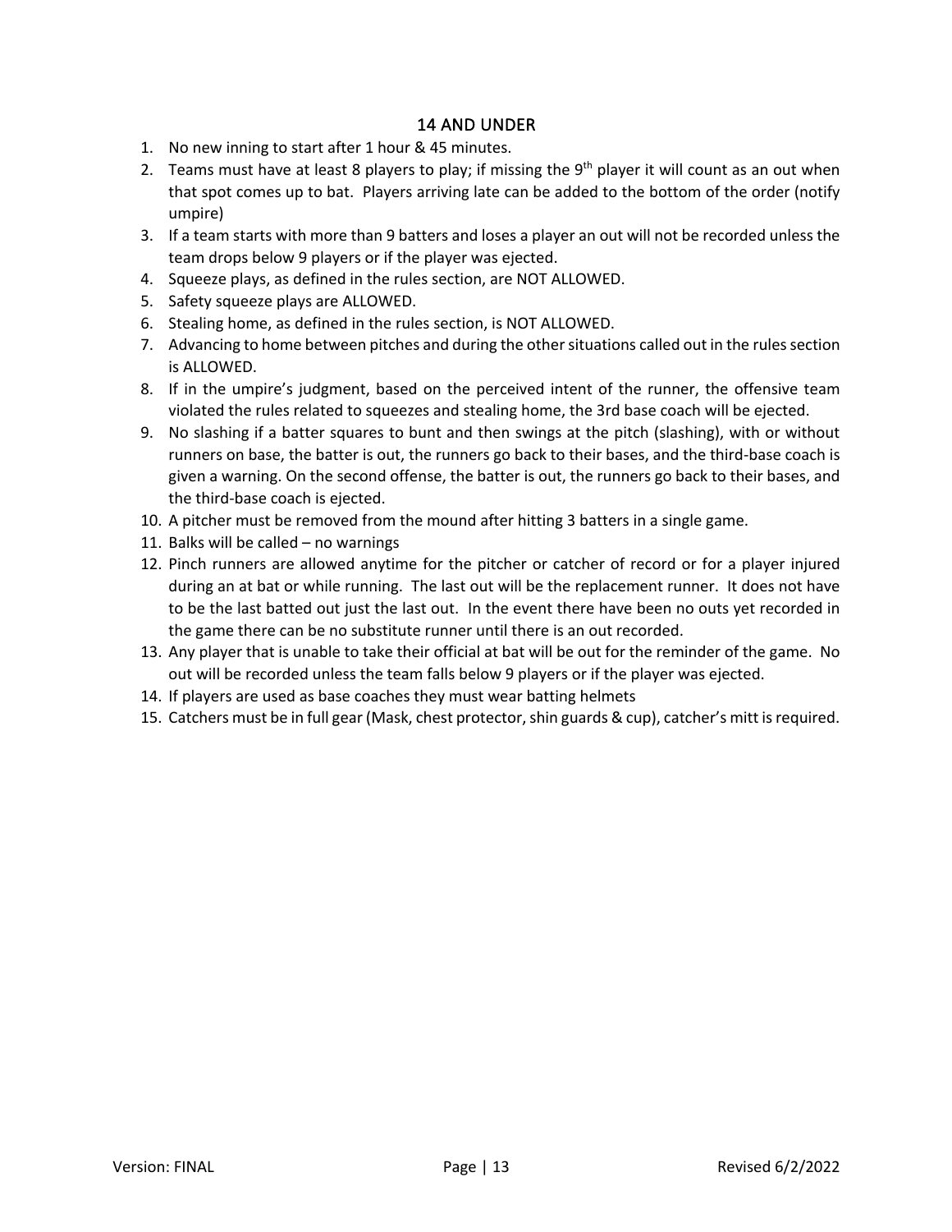## 14 AND UNDER

1. No new inning to start after 1 hour & 45 minutes.
2. Teams must have at least 8 players to play; if missing the 9th player it will count as an out when that spot comes up to bat. Players arriving late can be added to the bottom of the order (notify umpire)
3. If a team starts with more than 9 batters and loses a player an out will not be recorded unless the team drops below 9 players or if the player was ejected.
4. Squeeze plays, as defined in the rules section, are NOT ALLOWED.
5. Safety squeeze plays are ALLOWED.
6. Stealing home, as defined in the rules section, is NOT ALLOWED.
7. Advancing to home between pitches and during the other situations called out in the rules section is ALLOWED.
8. If in the umpire's judgment, based on the perceived intent of the runner, the offensive team violated the rules related to squeezes and stealing home, the 3rd base coach will be ejected.
9. No slashing if a batter squares to bunt and then swings at the pitch (slashing), with or without runners on base, the batter is out, the runners go back to their bases, and the third-base coach is given a warning. On the second offense, the batter is out, the runners go back to their bases, and the third-base coach is ejected.
10. A pitcher must be removed from the mound after hitting 3 batters in a single game.
11. Balks will be called – no warnings
12. Pinch runners are allowed anytime for the pitcher or catcher of record or for a player injured during an at bat or while running. The last out will be the replacement runner. It does not have to be the last batted out just the last out. In the event there have been no outs yet recorded in the game there can be no substitute runner until there is an out recorded.
13. Any player that is unable to take their official at bat will be out for the reminder of the game. No out will be recorded unless the team falls below 9 players or if the player was ejected.
14. If players are used as base coaches they must wear batting helmets
15. Catchers must be in full gear (Mask, chest protector, shin guards & cup), catcher's mitt is required.